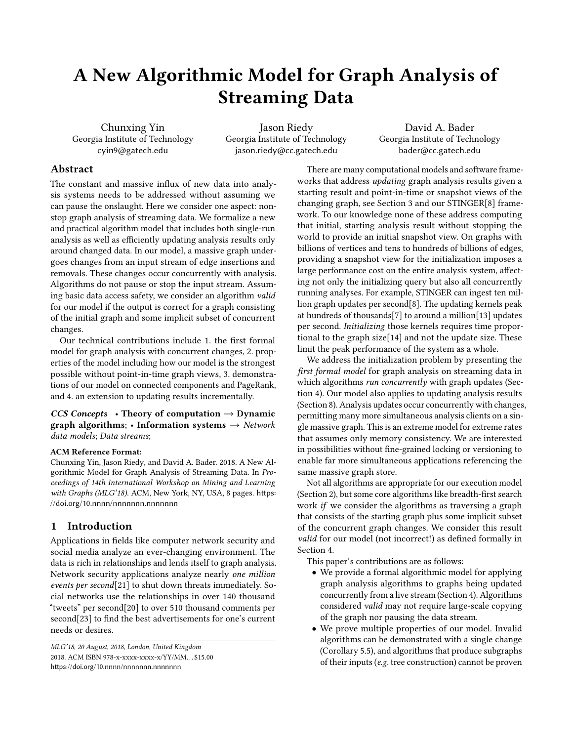# A New Algorithmic Model for Graph Analysis of Streaming Data

Chunxing Yin
Georgia Institute of Technology
cyin9@gatech.edu

Jason Riedy
Georgia Institute of Technology
jason.riedy@cc.gatech.edu

David A. Bader
Georgia Institute of Technology
bader@cc.gatech.edu

## Abstract

The constant and massive influx of new data into analysis systems needs to be addressed without assuming we can pause the onslaught. Here we consider one aspect: nonstop graph analysis of streaming data. We formalize a new and practical algorithm model that includes both single-run analysis as well as efficiently updating analysis results only around changed data. In our model, a massive graph undergoes changes from an input stream of edge insertions and removals. These changes occur concurrently with analysis. Algorithms do not pause or stop the input stream. Assuming basic data access safety, we consider an algorithm *valid* for our model if the output is correct for a graph consisting of the initial graph and some implicit subset of concurrent changes.

Our technical contributions include 1. the first formal model for graph analysis with concurrent changes, 2. properties of the model including how our model is the strongest possible without point-in-time graph views, 3. demonstrations of our model on connected components and PageRank, and 4. an extension to updating results incrementally.

***CCS Concepts*** • **Theory of computation → Dynamic graph algorithms**; • **Information systems →** *Network data models*; *Data streams*;

**ACM Reference Format:**
Chunxing Yin, Jason Riedy, and David A. Bader. 2018. A New Algorithmic Model for Graph Analysis of Streaming Data. In *Proceedings of 14th International Workshop on Mining and Learning with Graphs (MLG'18).* ACM, New York, NY, USA, 8 pages. https://doi.org/10.nnnn/nnnnnnn.nnnnnnn

## 1 Introduction

Applications in fields like computer network security and social media analyze an ever-changing environment. The data is rich in relationships and lends itself to graph analysis. Network security applications analyze nearly *one million events per second*[21] to shut down threats immediately. Social networks use the relationships in over 140 thousand "tweets" per second[20] to over 510 thousand comments per second[23] to find the best advertisements for one's current needs or desires.

There are many computational models and software frameworks that address *updating* graph analysis results given a starting result and point-in-time or snapshot views of the changing graph, see Section 3 and our STINGER[8] framework. To our knowledge none of these address computing that initial, starting analysis result without stopping the world to provide an initial snapshot view. On graphs with billions of vertices and tens to hundreds of billions of edges, providing a snapshot view for the initialization imposes a large performance cost on the entire analysis system, affecting not only the initializing query but also all concurrently running analyses. For example, STINGER can ingest ten million graph updates per second[8]. The updating kernels peak at hundreds of thousands[7] to around a million[13] updates per second. *Initializing* those kernels requires time proportional to the graph size[14] and not the update size. These limit the peak performance of the system as a whole.

We address the initialization problem by presenting the *first formal model* for graph analysis on streaming data in which algorithms *run concurrently* with graph updates (Section 4). Our model also applies to updating analysis results (Section 8). Analysis updates occur concurrently with changes, permitting many more simultaneous analysis clients on a single massive graph. This is an extreme model for extreme rates that assumes only memory consistency. We are interested in possibilities without fine-grained locking or versioning to enable far more simultaneous applications referencing the same massive graph store.

Not all algorithms are appropriate for our execution model (Section 2), but some core algorithms like breadth-first search work *if* we consider the algorithms as traversing a graph that consists of the starting graph plus some implicit subset of the concurrent graph changes. We consider this result *valid* for our model (not incorrect!) as defined formally in Section 4.

This paper's contributions are as follows:

- We provide a formal algorithmic model for applying graph analysis algorithms to graphs being updated concurrently from a live stream (Section 4). Algorithms considered *valid* may not require large-scale copying of the graph nor pausing the data stream.
- We prove multiple properties of our model. Invalid algorithms can be demonstrated with a single change (Corollary 5.5), and algorithms that produce subgraphs of their inputs (*e.g.* tree construction) cannot be proven

*MLG'18, 20 August, 2018, London, United Kingdom*
2018. ACM ISBN 978-x-xxxx-xxxx-x/YY/MM…$15.00
https://doi.org/10.nnnn/nnnnnnn.nnnnnnn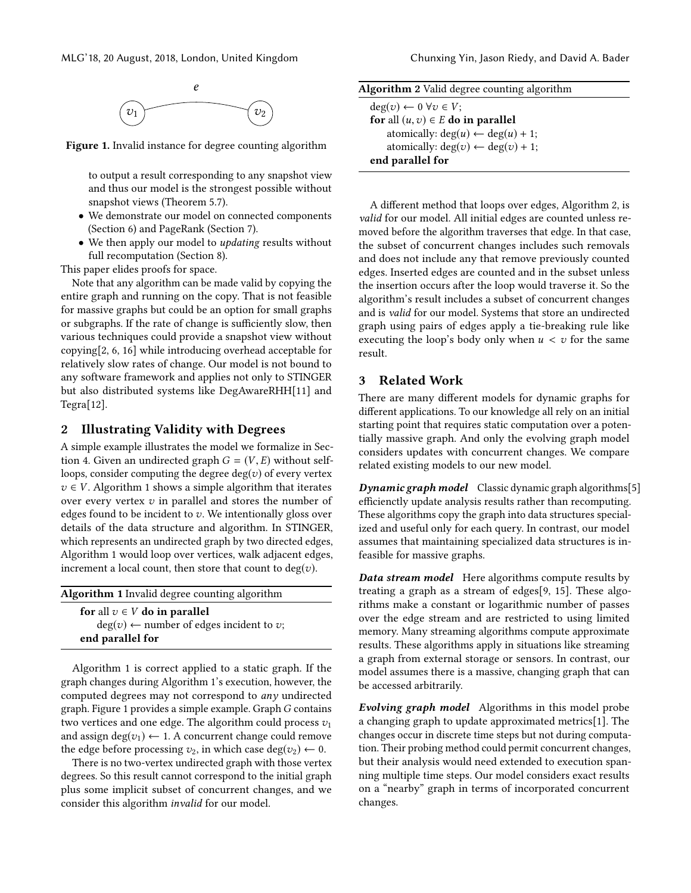Figure 1. Invalid instance for degree counting algorithm

to output a result corresponding to any snapshot view and thus our model is the strongest possible without snapshot views (Theorem 5.7).

- We demonstrate our model on connected components (Section 6) and PageRank (Section 7).
- We then apply our model to *updating* results without full recomputation (Section 8).

This paper elides proofs for space.

Note that any algorithm can be made valid by copying the entire graph and running on the copy. That is not feasible for massive graphs but could be an option for small graphs or subgraphs. If the rate of change is sufficiently slow, then various techniques could provide a snapshot view without copying[2, 6, 16] while introducing overhead acceptable for relatively slow rates of change. Our model is not bound to any software framework and applies not only to STINGER but also distributed systems like DegAwareRHH[11] and Tegra[12].

## 2 Illustrating Validity with Degrees

A simple example illustrates the model we formalize in Section 4. Given an undirected graph $G = (V, E)$ without self-loops, consider computing the degree $\deg(v)$ of every vertex $v \in V$. Algorithm 1 shows a simple algorithm that iterates over every vertex $v$ in parallel and stores the number of edges found to be incident to $v$. We intentionally gloss over details of the data structure and algorithm. In STINGER, which represents an undirected graph by two directed edges, Algorithm 1 would loop over vertices, walk adjacent edges, increment a local count, then store that count to $\deg(v)$.

**Algorithm 1** Invalid degree counting algorithm

```
for all v ∈ V do in parallel
    deg(v) ← number of edges incident to v;
end parallel for
```

Algorithm 1 is correct applied to a static graph. If the graph changes during Algorithm 1's execution, however, the computed degrees may not correspond to *any* undirected graph. Figure 1 provides a simple example. Graph $G$ contains two vertices and one edge. The algorithm could process $v_1$ and assign $\deg(v_1) \leftarrow 1$. A concurrent change could remove the edge before processing $v_2$, in which case $\deg(v_2) \leftarrow 0$.

There is no two-vertex undirected graph with those vertex degrees. So this result cannot correspond to the initial graph plus some implicit subset of concurrent changes, and we consider this algorithm *invalid* for our model.

**Algorithm 2** Valid degree counting algorithm

```
deg(v) ← 0 ∀v ∈ V;
for all (u, v) ∈ E do in parallel
    atomically: deg(u) ← deg(u) + 1;
    atomically: deg(v) ← deg(v) + 1;
end parallel for
```

A different method that loops over edges, Algorithm 2, is *valid* for our model. All initial edges are counted unless removed before the algorithm traverses that edge. In that case, the subset of concurrent changes includes such removals and does not include any that remove previously counted edges. Inserted edges are counted and in the subset unless the insertion occurs after the loop would traverse it. So the algorithm's result includes a subset of concurrent changes and is *valid* for our model. Systems that store an undirected graph using pairs of edges apply a tie-breaking rule like executing the loop's body only when $u < v$ for the same result.

## 3 Related Work

There are many different models for dynamic graphs for different applications. To our knowledge all rely on an initial starting point that requires static computation over a potentially massive graph. And only the evolving graph model considers updates with concurrent changes. We compare related existing models to our new model.

***Dynamic graph model*** Classic dynamic graph algorithms[5] efficienctly update analysis results rather than recomputing. These algorithms copy the graph into data structures specialized and useful only for each query. In contrast, our model assumes that maintaining specialized data structures is infeasible for massive graphs.

***Data stream model*** Here algorithms compute results by treating a graph as a stream of edges[9, 15]. These algorithms make a constant or logarithmic number of passes over the edge stream and are restricted to using limited memory. Many streaming algorithms compute approximate results. These algorithms apply in situations like streaming a graph from external storage or sensors. In contrast, our model assumes there is a massive, changing graph that can be accessed arbitrarily.

***Evolving graph model*** Algorithms in this model probe a changing graph to update approximated metrics[1]. The changes occur in discrete time steps but not during computation. Their probing method could permit concurrent changes, but their analysis would need extended to execution spanning multiple time steps. Our model considers exact results on a "nearby" graph in terms of incorporated concurrent changes.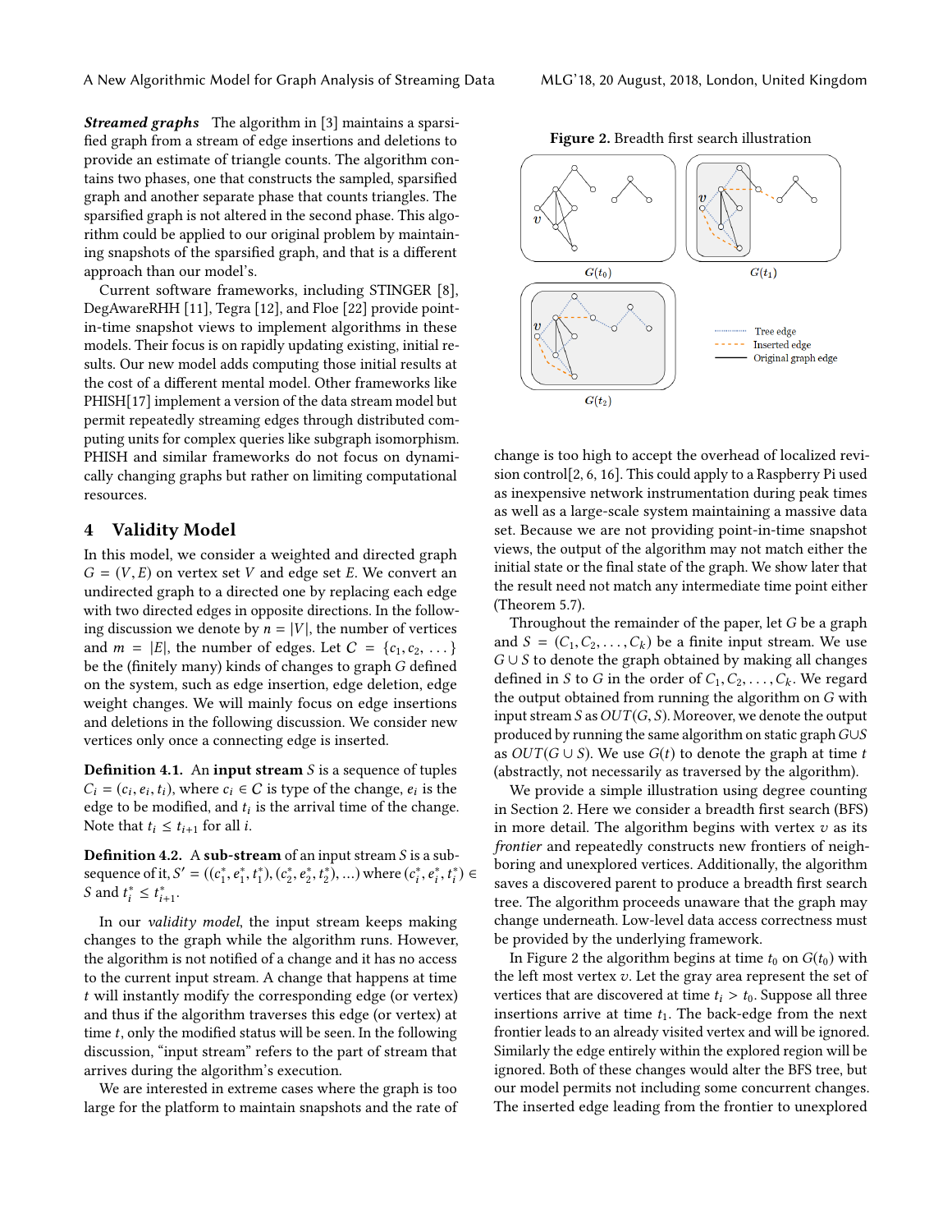***Streamed graphs*** The algorithm in [3] maintains a sparsified graph from a stream of edge insertions and deletions to provide an estimate of triangle counts. The algorithm contains two phases, one that constructs the sampled, sparsified graph and another separate phase that counts triangles. The sparsified graph is not altered in the second phase. This algorithm could be applied to our original problem by maintaining snapshots of the sparsified graph, and that is a different approach than our model's.

Current software frameworks, including STINGER [8], DegAwareRHH [11], Tegra [12], and Floe [22] provide point-in-time snapshot views to implement algorithms in these models. Their focus is on rapidly updating existing, initial results. Our new model adds computing those initial results at the cost of a different mental model. Other frameworks like PHISH[17] implement a version of the data stream model but permit repeatedly streaming edges through distributed computing units for complex queries like subgraph isomorphism. PHISH and similar frameworks do not focus on dynamically changing graphs but rather on limiting computational resources.

## 4 Validity Model

In this model, we consider a weighted and directed graph $G = (V, E)$ on vertex set $V$ and edge set $E$. We convert an undirected graph to a directed one by replacing each edge with two directed edges in opposite directions. In the following discussion we denote by $n = |V|$, the number of vertices and $m = |E|$, the number of edges. Let $C = \{c_1, c_2, \dots\}$ be the (finitely many) kinds of changes to graph $G$ defined on the system, such as edge insertion, edge deletion, edge weight changes. We will mainly focus on edge insertions and deletions in the following discussion. We consider new vertices only once a connecting edge is inserted.

**Definition 4.1.** An **input stream** $S$ is a sequence of tuples $C_i = (c_i, e_i, t_i)$, where $c_i \in C$ is type of the change, $e_i$ is the edge to be modified, and $t_i$ is the arrival time of the change. Note that $t_i \leq t_{i+1}$ for all $i$.

**Definition 4.2.** A **sub-stream** of an input stream $S$ is a subsequence of it, $S' = ((c_1^*, e_1^*, t_1^*), (c_2^*, e_2^*, t_2^*), \dots)$ where $(c_i^*, e_i^*, t_i^*) \in S$ and $t_i^* \leq t_{i+1}^*$.

In our *validity model*, the input stream keeps making changes to the graph while the algorithm runs. However, the algorithm is not notified of a change and it has no access to the current input stream. A change that happens at time $t$ will instantly modify the corresponding edge (or vertex) and thus if the algorithm traverses this edge (or vertex) at time $t$, only the modified status will be seen. In the following discussion, "input stream" refers to the part of stream that arrives during the algorithm's execution.

We are interested in extreme cases where the graph is too large for the platform to maintain snapshots and the rate of change is too high to accept the overhead of localized revision control[2, 6, 16]. This could apply to a Raspberry Pi used as inexpensive network instrumentation during peak times as well as a large-scale system maintaining a massive data set. Because we are not providing point-in-time snapshot views, the output of the algorithm may not match either the initial state or the final state of the graph. We show later that the result need not match any intermediate time point either (Theorem 5.7).

Throughout the remainder of the paper, let $G$ be a graph and $S = (C_1, C_2, \dots, C_k)$ be a finite input stream. We use $G \cup S$ to denote the graph obtained by making all changes defined in $S$ to $G$ in the order of $C_1, C_2, \dots, C_k$. We regard the output obtained from running the algorithm on $G$ with input stream $S$ as $OUT(G, S)$. Moreover, we denote the output produced by running the same algorithm on static graph $G \cup S$ as $OUT(G \cup S)$. We use $G(t)$ to denote the graph at time $t$ (abstractly, not necessarily as traversed by the algorithm).

We provide a simple illustration using degree counting in Section 2. Here we consider a breadth first search (BFS) in more detail. The algorithm begins with vertex $v$ as its *frontier* and repeatedly constructs new frontiers of neighboring and unexplored vertices. Additionally, the algorithm saves a discovered parent to produce a breadth first search tree. The algorithm proceeds unaware that the graph may change underneath. Low-level data access correctness must be provided by the underlying framework.

**Figure 2.** Breadth first search illustration

In Figure 2 the algorithm begins at time $t_0$ on $G(t_0)$ with the left most vertex $v$. Let the gray area represent the set of vertices that are discovered at time $t_i > t_0$. Suppose all three insertions arrive at time $t_1$. The back-edge from the next frontier leads to an already visited vertex and will be ignored. Similarly the edge entirely within the explored region will be ignored. Both of these changes would alter the BFS tree, but our model permits not including some concurrent changes. The inserted edge leading from the frontier to unexplored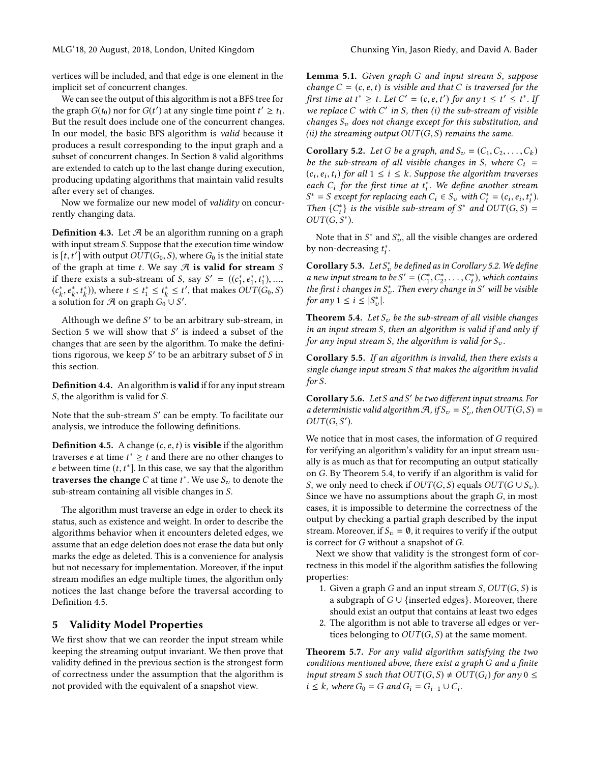vertices will be included, and that edge is one element in the implicit set of concurrent changes.

We can see the output of this algorithm is not a BFS tree for the graph $G(t_0)$ nor for $G(t')$ at any single time point $t' \geq t_1$. But the result does include one of the concurrent changes. In our model, the basic BFS algorithm is *valid* because it produces a result corresponding to the input graph and a subset of concurrent changes. In Section 8 valid algorithms are extended to catch up to the last change during execution, producing updating algorithms that maintain valid results after every set of changes.

Now we formalize our new model of *validity* on concurrently changing data.

**Definition 4.3.** Let $\mathcal{A}$ be an algorithm running on a graph with input stream $S$. Suppose that the execution time window is $[t, t']$ with output $OUT(G_0, S)$, where $G_0$ is the initial state of the graph at time $t$. We say $\mathcal{A}$ **is valid for stream** $S$ if there exists a sub-stream of $S$, say $S' = ((c_1^*, e_1^*, t_1^*), ..., (c_k^*, e_k^*, t_k^*))$, where $t \leq t_1^* \leq t_k^* \leq t'$, that makes $OUT(G_0, S)$ a solution for $\mathcal{A}$ on graph $G_0 \cup S'$.

Although we define $S'$ to be an arbitrary sub-stream, in Section 5 we will show that $S'$ is indeed a subset of the changes that are seen by the algorithm. To make the definitions rigorous, we keep $S'$ to be an arbitrary subset of $S$ in this section.

**Definition 4.4.** An algorithm is **valid** if for any input stream $S$, the algorithm is valid for $S$.

Note that the sub-stream $S'$ can be empty. To facilitate our analysis, we introduce the following definitions.

**Definition 4.5.** A change $(c, e, t)$ is **visible** if the algorithm traverses $e$ at time $t^* \geq t$ and there are no other changes to $e$ between time $(t, t^*]$. In this case, we say that the algorithm **traverses the change** $C$ at time $t^*$. We use $S_v$ to denote the sub-stream containing all visible changes in $S$.

The algorithm must traverse an edge in order to check its status, such as existence and weight. In order to describe the algorithms behavior when it encounters deleted edges, we assume that an edge deletion does not erase the data but only marks the edge as deleted. This is a convenience for analysis but not necessary for implementation. Moreover, if the input stream modifies an edge multiple times, the algorithm only notices the last change before the traversal according to Definition 4.5.

## 5 Validity Model Properties

We first show that we can reorder the input stream while keeping the streaming output invariant. We then prove that validity defined in the previous section is the strongest form of correctness under the assumption that the algorithm is not provided with the equivalent of a snapshot view.

**Lemma 5.1.** *Given graph $G$ and input stream $S$, suppose change $C = (c, e, t)$ is visible and that $C$ is traversed for the first time at $t^* \geq t$. Let $C' = (c, e, t')$ for any $t \leq t' \leq t^*$. If we replace $C$ with $C'$ in $S$, then (i) the sub-stream of visible changes $S_v$ does not change except for this substitution, and (ii) the streaming output $OUT(G, S)$ remains the same.*

**Corollary 5.2.** *Let $G$ be a graph, and $S_v = (C_1, C_2, \ldots, C_k)$ be the sub-stream of all visible changes in $S$, where $C_i = (c_i, e_i, t_i)$ for all $1 \leq i \leq k$. Suppose the algorithm traverses each $C_i$ for the first time at $t_i^*$. We define another stream $S^* = S$ except for replacing each $C_i \in S_v$ with $C_i^* = (c_i, e_i, t_i^*)$. Then $\{C_i^*\}$ is the visible sub-stream of $S^*$ and $OUT(G, S) = OUT(G, S^*)$.*

Note that in $S^*$ and $S_v^*$, all the visible changes are ordered by non-decreasing $t_i^*$.

**Corollary 5.3.** *Let $S_v^*$ be defined as in Corollary 5.2. We define a new input stream to be $S' = (C_1^*, C_2^*, \ldots, C_i^*)$, which contains the first $i$ changes in $S_v^*$. Then every change in $S'$ will be visible for any $1 \leq i \leq |S_v^*|$.*

**Theorem 5.4.** *Let $S_v$ be the sub-stream of all visible changes in an input stream $S$, then an algorithm is valid if and only if for any input stream $S$, the algorithm is valid for $S_v$.*

**Corollary 5.5.** *If an algorithm is invalid, then there exists a single change input stream $S$ that makes the algorithm invalid for $S$.*

**Corollary 5.6.** *Let $S$ and $S'$ be two different input streams. For a deterministic valid algorithm $\mathcal{A}$, if $S_v = S_v'$, then $OUT(G, S) = OUT(G, S')$.*

We notice that in most cases, the information of $G$ required for verifying an algorithm's validity for an input stream usually is as much as that for recomputing an output statically on $G$. By Theorem 5.4, to verify if an algorithm is valid for $S$, we only need to check if $OUT(G, S)$ equals $OUT(G \cup S_v)$. Since we have no assumptions about the graph $G$, in most cases, it is impossible to determine the correctness of the output by checking a partial graph described by the input stream. Moreover, if $S_v = \emptyset$, it requires to verify if the output is correct for $G$ without a snapshot of $G$.

Next we show that validity is the strongest form of correctness in this model if the algorithm satisfies the following properties:

1. Given a graph $G$ and an input stream $S$, $OUT(G, S)$ is a subgraph of $G \cup \{\text{inserted edges}\}$. Moreover, there should exist an output that contains at least two edges
2. The algorithm is not able to traverse all edges or vertices belonging to $OUT(G, S)$ at the same moment.

**Theorem 5.7.** *For any valid algorithm satisfying the two conditions mentioned above, there exist a graph $G$ and a finite input stream $S$ such that $OUT(G, S) \neq OUT(G_i)$ for any $0 \leq i \leq k$, where $G_0 = G$ and $G_i = G_{i-1} \cup C_i$.*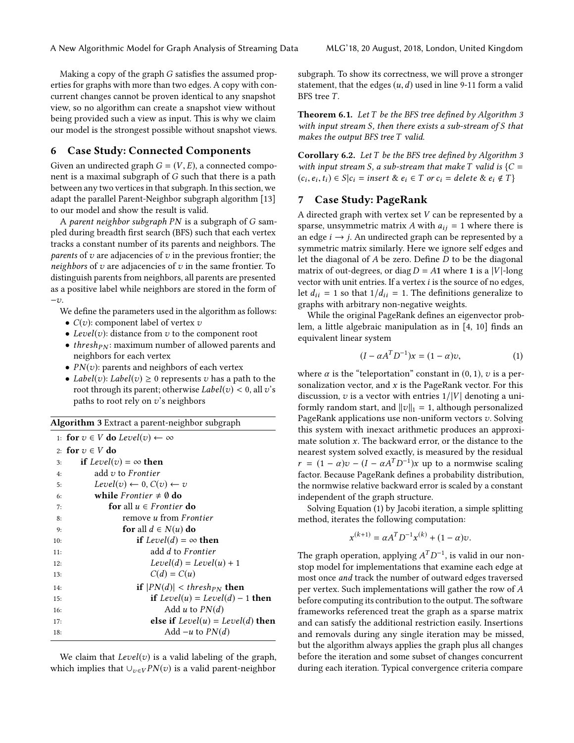Making a copy of the graph $G$ satisfies the assumed properties for graphs with more than two edges. A copy with concurrent changes cannot be proven identical to any snapshot view, so no algorithm can create a snapshot view without being provided such a view as input. This is why we claim our model is the strongest possible without snapshot views.

## 6 Case Study: Connected Components

Given an undirected graph $G = (V, E)$, a connected component is a maximal subgraph of $G$ such that there is a path between any two vertices in that subgraph. In this section, we adapt the parallel Parent-Neighbor subgraph algorithm [13] to our model and show the result is valid.

A *parent neighbor subgraph PN* is a subgraph of $G$ sampled during breadth first search (BFS) such that each vertex tracks a constant number of its parents and neighbors. The *parents* of $v$ are adjacencies of $v$ in the previous frontier; the *neighbors* of $v$ are adjacencies of $v$ in the same frontier. To distinguish parents from neighbors, all parents are presented as a positive label while neighbors are stored in the form of $-v$.

We define the parameters used in the algorithm as follows:

- $C(v)$: component label of vertex $v$
- $Level(v)$: distance from $v$ to the component root
- $thresh_{PN}$: maximum number of allowed parents and neighbors for each vertex
- $PN(v)$: parents and neighbors of each vertex
- $Label(v)$: $Label(v) \geq 0$ represents $v$ has a path to the root through its parent; otherwise $Label(v) < 0$, all $v$'s paths to root rely on $v$'s neighbors

**Algorithm 3** Extract a parent-neighbor subgraph

```
 1: for v ∈ V do Level(v) ← ∞
 2: for v ∈ V do
 3:     if Level(v) = ∞ then
 4:         add v to Frontier
 5:         Level(v) ← 0, C(v) ← v
 6:         while Frontier ≠ ∅ do
 7:             for all u ∈ Frontier do
 8:                 remove u from Frontier
 9:                 for all d ∈ N(u) do
10:                     if Level(d) = ∞ then
11:                         add d to Frontier
12:                         Level(d) = Level(u) + 1
13:                         C(d) = C(u)
14:                     if |PN(d)| < thresh_PN then
15:                         if Level(u) = Level(d) − 1 then
16:                             Add u to PN(d)
17:                         else if Level(u) = Level(d) then
18:                             Add −u to PN(d)
```

We claim that $Level(v)$ is a valid labeling of the graph, which implies that $\cup_{v \in V} PN(v)$ is a valid parent-neighbor subgraph. To show its correctness, we will prove a stronger statement, that the edges $(u, d)$ used in line 9-11 form a valid BFS tree $T$.

**Theorem 6.1.** *Let $T$ be the BFS tree defined by Algorithm 3 with input stream $S$, then there exists a sub-stream of $S$ that makes the output BFS tree $T$ valid.*

**Corollary 6.2.** *Let $T$ be the BFS tree defined by Algorithm 3 with input stream $S$, a sub-stream that make $T$ valid is $\{C = (c_i, e_i, t_i) \in S | c_i = insert \ \& \ e_i \in T \text{ or } c_i = delete \ \& \ e_i \notin T\}$*

## 7 Case Study: PageRank

A directed graph with vertex set $V$ can be represented by a sparse, unsymmetric matrix $A$ with $a_{ij} = 1$ where there is an edge $i \rightarrow j$. An undirected graph can be represented by a symmetric matrix similarly. Here we ignore self edges and let the diagonal of $A$ be zero. Define $D$ to be the diagonal matrix of out-degrees, or $\operatorname{diag} D = A\mathbf{1}$ where $\mathbf{1}$ is a $|V|$-long vector with unit entries. If a vertex $i$ is the source of no edges, let $d_{ii} = 1$ so that $1/d_{ii} = 1$. The definitions generalize to graphs with arbitrary non-negative weights.

While the original PageRank defines an eigenvector problem, a little algebraic manipulation as in [4, 10] finds an equivalent linear system

$$(I - \alpha A^T D^{-1})x = (1 - \alpha)v, \tag{1}$$

where $\alpha$ is the "teleportation" constant in $(0, 1)$, $v$ is a personalization vector, and $x$ is the PageRank vector. For this discussion, $v$ is a vector with entries $1/|V|$ denoting a uniformly random start, and $\|v\|_1 = 1$, although personalized PageRank applications use non-uniform vectors $v$. Solving this system with inexact arithmetic produces an approximate solution $x$. The backward error, or the distance to the nearest system solved exactly, is measured by the residual $r = (1 - \alpha)v - (I - \alpha A^T D^{-1})x$ up to a normwise scaling factor. Because PageRank defines a probability distribution, the normwise relative backward error is scaled by a constant independent of the graph structure.

Solving Equation (1) by Jacobi iteration, a simple splitting method, iterates the following computation:

$$x^{(k+1)} = \alpha A^T D^{-1} x^{(k)} + (1 - \alpha)v.$$

The graph operation, applying $A^T D^{-1}$, is valid in our nonstop model for implementations that examine each edge at most once *and* track the number of outward edges traversed per vertex. Such implementations will gather the row of $A$ before computing its contribution to the output. The software frameworks referenced treat the graph as a sparse matrix and can satisfy the additional restriction easily. Insertions and removals during any single iteration may be missed, but the algorithm always applies the graph plus all changes before the iteration and some subset of changes concurrent during each iteration. Typical convergence criteria compare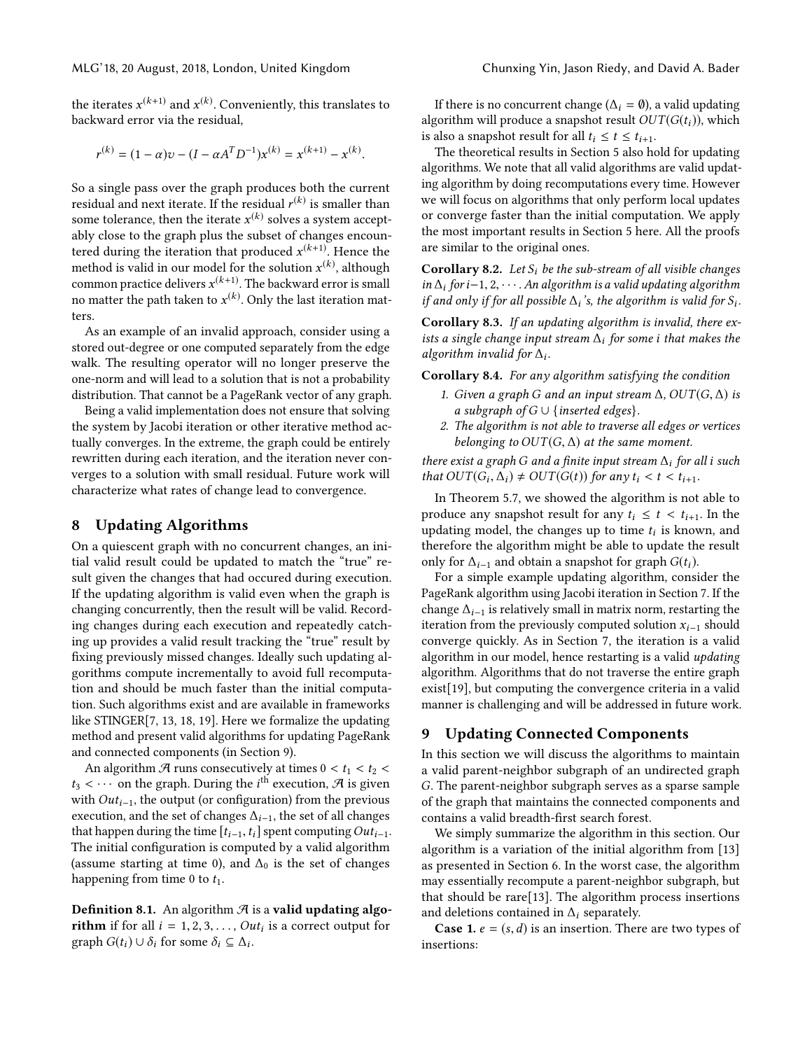the iterates $x^{(k+1)}$ and $x^{(k)}$. Conveniently, this translates to backward error via the residual,

$$r^{(k)} = (1-\alpha)v - (I - \alpha A^T D^{-1})x^{(k)} = x^{(k+1)} - x^{(k)}.$$

So a single pass over the graph produces both the current residual and next iterate. If the residual $r^{(k)}$ is smaller than some tolerance, then the iterate $x^{(k)}$ solves a system acceptably close to the graph plus the subset of changes encountered during the iteration that produced $x^{(k+1)}$. Hence the method is valid in our model for the solution $x^{(k)}$, although common practice delivers $x^{(k+1)}$. The backward error is small no matter the path taken to $x^{(k)}$. Only the last iteration matters.

As an example of an invalid approach, consider using a stored out-degree or one computed separately from the edge walk. The resulting operator will no longer preserve the one-norm and will lead to a solution that is not a probability distribution. That cannot be a PageRank vector of any graph.

Being a valid implementation does not ensure that solving the system by Jacobi iteration or other iterative method actually converges. In the extreme, the graph could be entirely rewritten during each iteration, and the iteration never converges to a solution with small residual. Future work will characterize what rates of change lead to convergence.

## 8 Updating Algorithms

On a quiescent graph with no concurrent changes, an initial valid result could be updated to match the "true" result given the changes that had occured during execution. If the updating algorithm is valid even when the graph is changing concurrently, then the result will be valid. Recording changes during each execution and repeatedly catching up provides a valid result tracking the "true" result by fixing previously missed changes. Ideally such updating algorithms compute incrementally to avoid full recomputation and should be much faster than the initial computation. Such algorithms exist and are available in frameworks like STINGER[7, 13, 18, 19]. Here we formalize the updating method and present valid algorithms for updating PageRank and connected components (in Section 9).

An algorithm $\mathcal{A}$ runs consecutively at times $0 < t_1 < t_2 < t_3 < \cdots$ on the graph. During the $i^{\text{th}}$ execution, $\mathcal{A}$ is given with $Out_{i-1}$, the output (or configuration) from the previous execution, and the set of changes $\Delta_{i-1}$, the set of all changes that happen during the time $[t_{i-1}, t_i]$ spent computing $Out_{i-1}$. The initial configuration is computed by a valid algorithm (assume starting at time 0), and $\Delta_0$ is the set of changes happening from time 0 to $t_1$.

**Definition 8.1.** An algorithm $\mathcal{A}$ is a **valid updating algorithm** if for all $i = 1, 2, 3, \ldots$, $Out_i$ is a correct output for graph $G(t_i) \cup \delta_i$ for some $\delta_i \subseteq \Delta_i$.

If there is no concurrent change ($\Delta_i = \emptyset$), a valid updating algorithm will produce a snapshot result $OUT(G(t_i))$, which is also a snapshot result for all $t_i \le t \le t_{i+1}$.

The theoretical results in Section 5 also hold for updating algorithms. We note that all valid algorithms are valid updating algorithm by doing recomputations every time. However we will focus on algorithms that only perform local updates or converge faster than the initial computation. We apply the most important results in Section 5 here. All the proofs are similar to the original ones.

**Corollary 8.2.** *Let $S_i$ be the sub-stream of all visible changes in $\Delta_i$ for $i$−1, 2, $\cdots$. An algorithm is a valid updating algorithm if and only if for all possible $\Delta_i$'s, the algorithm is valid for $S_i$.*

**Corollary 8.3.** *If an updating algorithm is invalid, there exists a single change input stream $\Delta_i$ for some $i$ that makes the algorithm invalid for $\Delta_i$.*

**Corollary 8.4.** *For any algorithm satisfying the condition*

1. *Given a graph $G$ and an input stream $\Delta$, $OUT(G, \Delta)$ is a subgraph of $G \cup \{inserted\ edges\}$.*
2. *The algorithm is not able to traverse all edges or vertices belonging to $OUT(G, \Delta)$ at the same moment.*

*there exist a graph $G$ and a finite input stream $\Delta_i$ for all $i$ such that $OUT(G_i, \Delta_i) \ne OUT(G(t))$ for any $t_i < t < t_{i+1}$.*

In Theorem 5.7, we showed the algorithm is not able to produce any snapshot result for any $t_i \le t < t_{i+1}$. In the updating model, the changes up to time $t_i$ is known, and therefore the algorithm might be able to update the result only for $\Delta_{i-1}$ and obtain a snapshot for graph $G(t_i)$.

For a simple example updating algorithm, consider the PageRank algorithm using Jacobi iteration in Section 7. If the change $\Delta_{i-1}$ is relatively small in matrix norm, restarting the iteration from the previously computed solution $x_{i-1}$ should converge quickly. As in Section 7, the iteration is a valid algorithm in our model, hence restarting is a valid *updating* algorithm. Algorithms that do not traverse the entire graph exist[19], but computing the convergence criteria in a valid manner is challenging and will be addressed in future work.

## 9 Updating Connected Components

In this section we will discuss the algorithms to maintain a valid parent-neighbor subgraph of an undirected graph $G$. The parent-neighbor subgraph serves as a sparse sample of the graph that maintains the connected components and contains a valid breadth-first search forest.

We simply summarize the algorithm in this section. Our algorithm is a variation of the initial algorithm from [13] as presented in Section 6. In the worst case, the algorithm may essentially recompute a parent-neighbor subgraph, but that should be rare[13]. The algorithm process insertions and deletions contained in $\Delta_i$ separately.

**Case 1.** $e = (s, d)$ is an insertion. There are two types of insertions: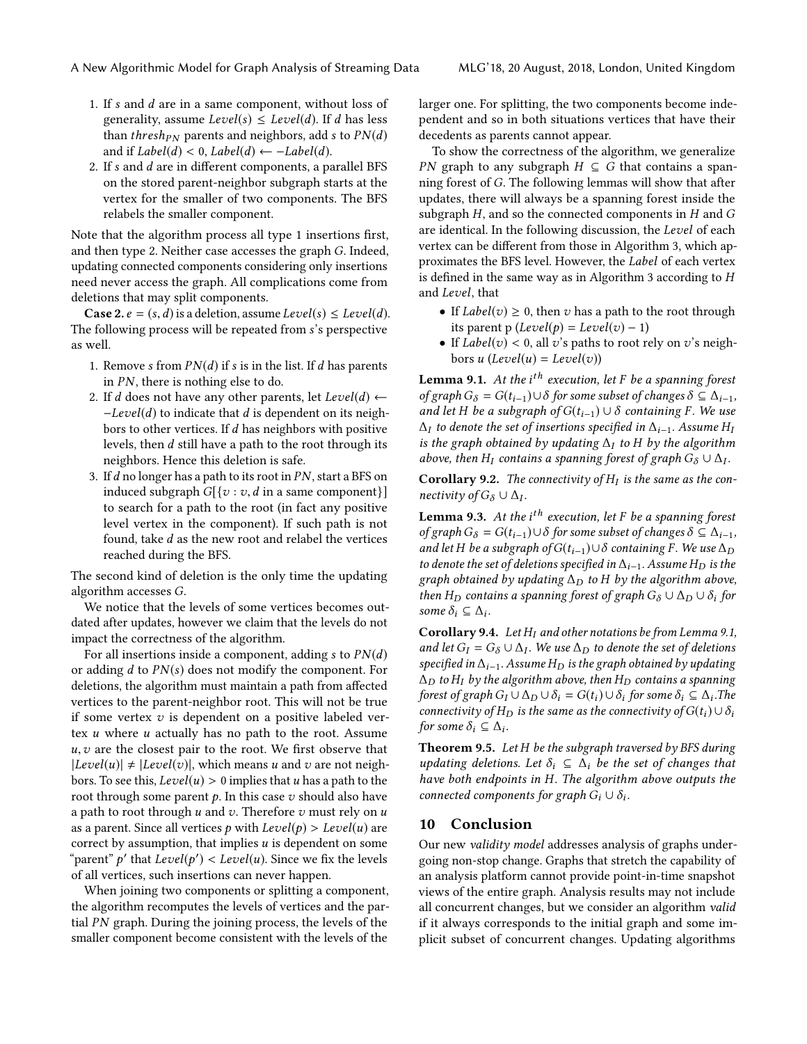1. If $s$ and $d$ are in a same component, without loss of generality, assume $Level(s) \leq Level(d)$. If $d$ has less than $thresh_{PN}$ parents and neighbors, add $s$ to $PN(d)$ and if $Label(d) < 0$, $Label(d) \leftarrow -Label(d)$.
2. If $s$ and $d$ are in different components, a parallel BFS on the stored parent-neighbor subgraph starts at the vertex for the smaller of two components. The BFS relabels the smaller component.

Note that the algorithm process all type 1 insertions first, and then type 2. Neither case accesses the graph $G$. Indeed, updating connected components considering only insertions need never access the graph. All complications come from deletions that may split components.

**Case 2.** $e = (s, d)$ is a deletion, assume $Level(s) \leq Level(d)$. The following process will be repeated from $s$'s perspective as well.

1. Remove $s$ from $PN(d)$ if $s$ is in the list. If $d$ has parents in $PN$, there is nothing else to do.
2. If $d$ does not have any other parents, let $Level(d) \leftarrow -Level(d)$ to indicate that $d$ is dependent on its neighbors to other vertices. If $d$ has neighbors with positive levels, then $d$ still have a path to the root through its neighbors. Hence this deletion is safe.
3. If $d$ no longer has a path to its root in $PN$, start a BFS on induced subgraph $G[\{v : v, d \text{ in a same component}\}]$ to search for a path to the root (in fact any positive level vertex in the component). If such path is not found, take $d$ as the new root and relabel the vertices reached during the BFS.

The second kind of deletion is the only time the updating algorithm accesses $G$.

We notice that the levels of some vertices becomes outdated after updates, however we claim that the levels do not impact the correctness of the algorithm.

For all insertions inside a component, adding $s$ to $PN(d)$ or adding $d$ to $PN(s)$ does not modify the component. For deletions, the algorithm must maintain a path from affected vertices to the parent-neighbor root. This will not be true if some vertex $v$ is dependent on a positive labeled vertex $u$ where $u$ actually has no path to the root. Assume $u, v$ are the closest pair to the root. We first observe that $|Level(u)| \neq |Level(v)|$, which means $u$ and $v$ are not neighbors. To see this, $Level(u) > 0$ implies that $u$ has a path to the root through some parent $p$. In this case $v$ should also have a path to root through $u$ and $v$. Therefore $v$ must rely on $u$ as a parent. Since all vertices $p$ with $Level(p) > Level(u)$ are correct by assumption, that implies $u$ is dependent on some "parent" $p'$ that $Level(p') < Level(u)$. Since we fix the levels of all vertices, such insertions can never happen.

When joining two components or splitting a component, the algorithm recomputes the levels of vertices and the partial $PN$ graph. During the joining process, the levels of the smaller component become consistent with the levels of the larger one. For splitting, the two components become independent and so in both situations vertices that have their decedents as parents cannot appear.

To show the correctness of the algorithm, we generalize $PN$ graph to any subgraph $H \subseteq G$ that contains a spanning forest of $G$. The following lemmas will show that after updates, there will always be a spanning forest inside the subgraph $H$, and so the connected components in $H$ and $G$ are identical. In the following discussion, the $Level$ of each vertex can be different from those in Algorithm 3, which approximates the BFS level. However, the $Label$ of each vertex is defined in the same way as in Algorithm 3 according to $H$ and $Level$, that

- If $Label(v) \geq 0$, then $v$ has a path to the root through its parent p ($Level(p) = Level(v) - 1$)
- If $Label(v) < 0$, all $v$'s paths to root rely on $v$'s neighbors $u$ ($Level(u) = Level(v)$)

**Lemma 9.1.** *At the $i^{th}$ execution, let $F$ be a spanning forest of graph $G_\delta = G(t_{i-1}) \cup \delta$ for some subset of changes $\delta \subseteq \Delta_{i-1}$, and let $H$ be a subgraph of $G(t_{i-1}) \cup \delta$ containing $F$. We use $\Delta_I$ to denote the set of insertions specified in $\Delta_{i-1}$. Assume $H_I$ is the graph obtained by updating $\Delta_I$ to $H$ by the algorithm above, then $H_I$ contains a spanning forest of graph $G_\delta \cup \Delta_I$.*

**Corollary 9.2.** *The connectivity of $H_I$ is the same as the connectivity of $G_\delta \cup \Delta_I$.*

**Lemma 9.3.** *At the $i^{th}$ execution, let $F$ be a spanning forest of graph $G_\delta = G(t_{i-1}) \cup \delta$ for some subset of changes $\delta \subseteq \Delta_{i-1}$, and let $H$ be a subgraph of $G(t_{i-1}) \cup \delta$ containing $F$. We use $\Delta_D$ to denote the set of deletions specified in $\Delta_{i-1}$. Assume $H_D$ is the graph obtained by updating $\Delta_D$ to $H$ by the algorithm above, then $H_D$ contains a spanning forest of graph $G_\delta \cup \Delta_D \cup \delta_i$ for some $\delta_i \subseteq \Delta_i$.*

**Corollary 9.4.** *Let $H_I$ and other notations be from Lemma 9.1, and let $G_I = G_\delta \cup \Delta_I$. We use $\Delta_D$ to denote the set of deletions specified in $\Delta_{i-1}$. Assume $H_D$ is the graph obtained by updating $\Delta_D$ to $H_I$ by the algorithm above, then $H_D$ contains a spanning forest of graph $G_I \cup \Delta_D \cup \delta_i = G(t_i) \cup \delta_i$ for some $\delta_i \subseteq \Delta_i$. The connectivity of $H_D$ is the same as the connectivity of $G(t_i) \cup \delta_i$ for some $\delta_i \subseteq \Delta_i$.*

**Theorem 9.5.** *Let $H$ be the subgraph traversed by BFS during updating deletions. Let $\delta_i \subseteq \Delta_i$ be the set of changes that have both endpoints in $H$. The algorithm above outputs the connected components for graph $G_i \cup \delta_i$.*

## 10 Conclusion

Our new *validity model* addresses analysis of graphs undergoing non-stop change. Graphs that stretch the capability of an analysis platform cannot provide point-in-time snapshot views of the entire graph. Analysis results may not include all concurrent changes, but we consider an algorithm *valid* if it always corresponds to the initial graph and some implicit subset of concurrent changes. Updating algorithms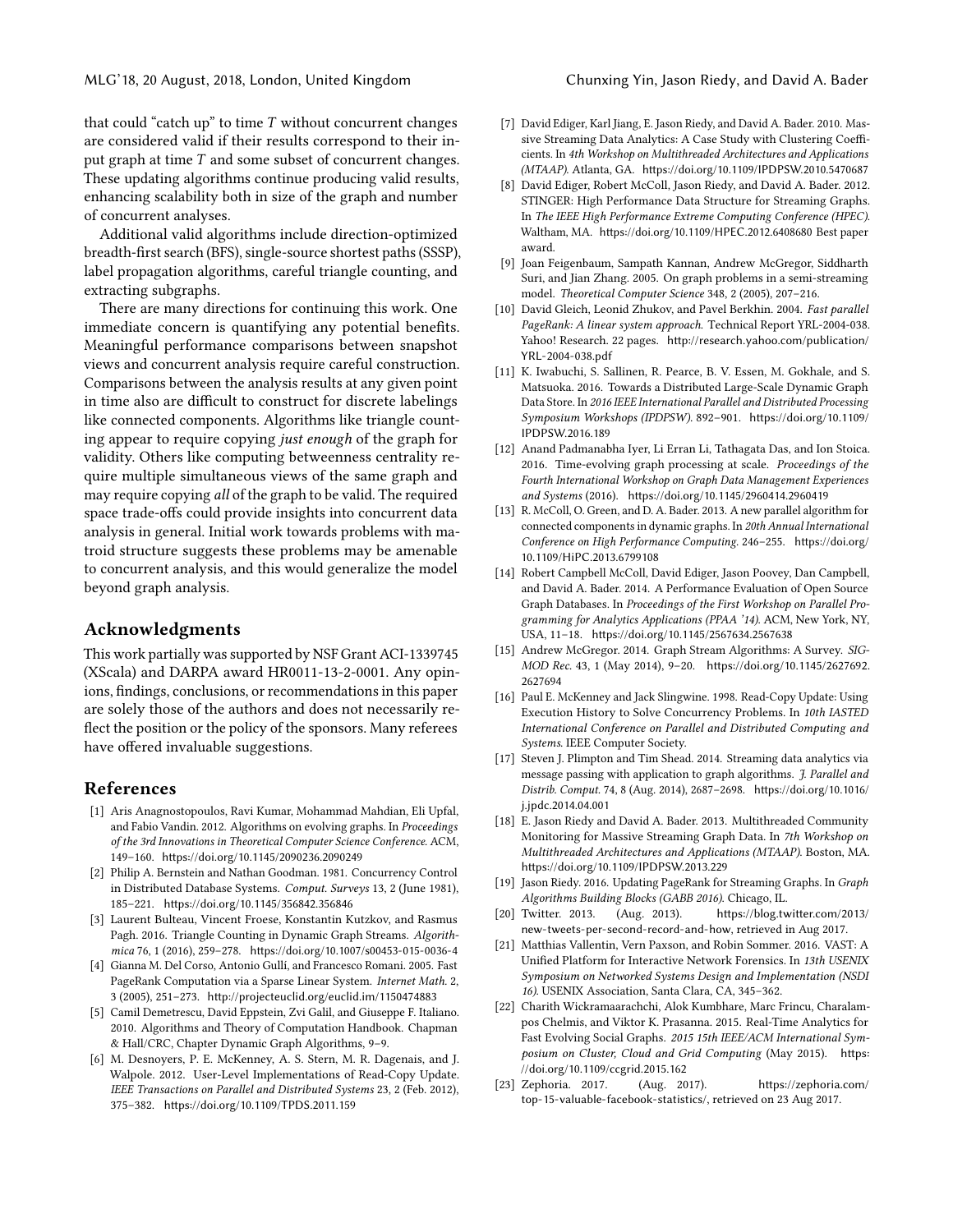that could "catch up" to time $T$ without concurrent changes are considered valid if their results correspond to their input graph at time $T$ and some subset of concurrent changes. These updating algorithms continue producing valid results, enhancing scalability both in size of the graph and number of concurrent analyses.

Additional valid algorithms include direction-optimized breadth-first search (BFS), single-source shortest paths (SSSP), label propagation algorithms, careful triangle counting, and extracting subgraphs.

There are many directions for continuing this work. One immediate concern is quantifying any potential benefits. Meaningful performance comparisons between snapshot views and concurrent analysis require careful construction. Comparisons between the analysis results at any given point in time also are difficult to construct for discrete labelings like connected components. Algorithms like triangle counting appear to require copying *just enough* of the graph for validity. Others like computing betweenness centrality require multiple simultaneous views of the same graph and may require copying *all* of the graph to be valid. The required space trade-offs could provide insights into concurrent data analysis in general. Initial work towards problems with matroid structure suggests these problems may be amenable to concurrent analysis, and this would generalize the model beyond graph analysis.

## Acknowledgments

This work partially was supported by NSF Grant ACI-1339745 (XScala) and DARPA award HR0011-13-2-0001. Any opinions, findings, conclusions, or recommendations in this paper are solely those of the authors and does not necessarily reflect the position or the policy of the sponsors. Many referees have offered invaluable suggestions.

## References

[1] Aris Anagnostopoulos, Ravi Kumar, Mohammad Mahdian, Eli Upfal, and Fabio Vandin. 2012. Algorithms on evolving graphs. In *Proceedings of the 3rd Innovations in Theoretical Computer Science Conference*. ACM, 149–160. https://doi.org/10.1145/2090236.2090249

[2] Philip A. Bernstein and Nathan Goodman. 1981. Concurrency Control in Distributed Database Systems. *Comput. Surveys* 13, 2 (June 1981), 185–221. https://doi.org/10.1145/356842.356846

[3] Laurent Bulteau, Vincent Froese, Konstantin Kutzkov, and Rasmus Pagh. 2016. Triangle Counting in Dynamic Graph Streams. *Algorithmica* 76, 1 (2016), 259–278. https://doi.org/10.1007/s00453-015-0036-4

[4] Gianna M. Del Corso, Antonio Gullí, and Francesco Romani. 2005. Fast PageRank Computation via a Sparse Linear System. *Internet Math.* 2, 3 (2005), 251–273. http://projecteuclid.org/euclid.im/1150474883

[5] Camil Demetrescu, David Eppstein, Zvi Galil, and Giuseppe F. Italiano. 2010. Algorithms and Theory of Computation Handbook. Chapman & Hall/CRC, Chapter Dynamic Graph Algorithms, 9–9.

[6] M. Desnoyers, P. E. McKenney, A. S. Stern, M. R. Dagenais, and J. Walpole. 2012. User-Level Implementations of Read-Copy Update. *IEEE Transactions on Parallel and Distributed Systems* 23, 2 (Feb. 2012), 375–382. https://doi.org/10.1109/TPDS.2011.159

[7] David Ediger, Karl Jiang, E. Jason Riedy, and David A. Bader. 2010. Massive Streaming Data Analytics: A Case Study with Clustering Coefficients. In *4th Workshop on Multithreaded Architectures and Applications (MTAAP)*. Atlanta, GA. https://doi.org/10.1109/IPDPSW.2010.5470687

[8] David Ediger, Robert McColl, Jason Riedy, and David A. Bader. 2012. STINGER: High Performance Data Structure for Streaming Graphs. In *The IEEE High Performance Extreme Computing Conference (HPEC)*. Waltham, MA. https://doi.org/10.1109/HPEC.2012.6408680 Best paper award.

[9] Joan Feigenbaum, Sampath Kannan, Andrew McGregor, Siddharth Suri, and Jian Zhang. 2005. On graph problems in a semi-streaming model. *Theoretical Computer Science* 348, 2 (2005), 207–216.

[10] David Gleich, Leonid Zhukov, and Pavel Berkhin. 2004. *Fast parallel PageRank: A linear system approach*. Technical Report YRL-2004-038. Yahoo! Research. 22 pages. http://research.yahoo.com/publication/YRL-2004-038.pdf

[11] K. Iwabuchi, S. Sallinen, R. Pearce, B. V. Essen, M. Gokhale, and S. Matsuoka. 2016. Towards a Distributed Large-Scale Dynamic Graph Data Store. In *2016 IEEE International Parallel and Distributed Processing Symposium Workshops (IPDPSW)*. 892–901. https://doi.org/10.1109/IPDPSW.2016.189

[12] Anand Padmanabha Iyer, Li Erran Li, Tathagata Das, and Ion Stoica. 2016. Time-evolving graph processing at scale. *Proceedings of the Fourth International Workshop on Graph Data Management Experiences and Systems* (2016). https://doi.org/10.1145/2960414.2960419

[13] R. McColl, O. Green, and D. A. Bader. 2013. A new parallel algorithm for connected components in dynamic graphs. In *20th Annual International Conference on High Performance Computing*. 246–255. https://doi.org/10.1109/HiPC.2013.6799108

[14] Robert Campbell McColl, David Ediger, Jason Poovey, Dan Campbell, and David A. Bader. 2014. A Performance Evaluation of Open Source Graph Databases. In *Proceedings of the First Workshop on Parallel Programming for Analytics Applications (PPAA '14)*. ACM, New York, NY, USA, 11–18. https://doi.org/10.1145/2567634.2567638

[15] Andrew McGregor. 2014. Graph Stream Algorithms: A Survey. *SIGMOD Rec.* 43, 1 (May 2014), 9–20. https://doi.org/10.1145/2627692.2627694

[16] Paul E. McKenney and Jack Slingwine. 1998. Read-Copy Update: Using Execution History to Solve Concurrency Problems. In *10th IASTED International Conference on Parallel and Distributed Computing and Systems*. IEEE Computer Society.

[17] Steven J. Plimpton and Tim Shead. 2014. Streaming data analytics via message passing with application to graph algorithms. *J. Parallel and Distrib. Comput.* 74, 8 (Aug. 2014), 2687–2698. https://doi.org/10.1016/j.jpdc.2014.04.001

[18] E. Jason Riedy and David A. Bader. 2013. Multithreaded Community Monitoring for Massive Streaming Graph Data. In *7th Workshop on Multithreaded Architectures and Applications (MTAAP)*. Boston, MA. https://doi.org/10.1109/IPDPSW.2013.229

[19] Jason Riedy. 2016. Updating PageRank for Streaming Graphs. In *Graph Algorithms Building Blocks (GABB 2016)*. Chicago, IL.

[20] Twitter. 2013. (Aug. 2013). https://blog.twitter.com/2013/new-tweets-per-second-record-and-how, retrieved in Aug 2017.

[21] Matthias Vallentin, Vern Paxson, and Robin Sommer. 2016. VAST: A Unified Platform for Interactive Network Forensics. In *13th USENIX Symposium on Networked Systems Design and Implementation (NSDI 16)*. USENIX Association, Santa Clara, CA, 345–362.

[22] Charith Wickramaarachchi, Alok Kumbhare, Marc Frincu, Charalampos Chelmis, and Viktor K. Prasanna. 2015. Real-Time Analytics for Fast Evolving Social Graphs. *2015 15th IEEE/ACM International Symposium on Cluster, Cloud and Grid Computing* (May 2015). https://doi.org/10.1109/ccgrid.2015.162

[23] Zephoria. 2017. (Aug. 2017). https://zephoria.com/top-15-valuable-facebook-statistics/, retrieved on 23 Aug 2017.